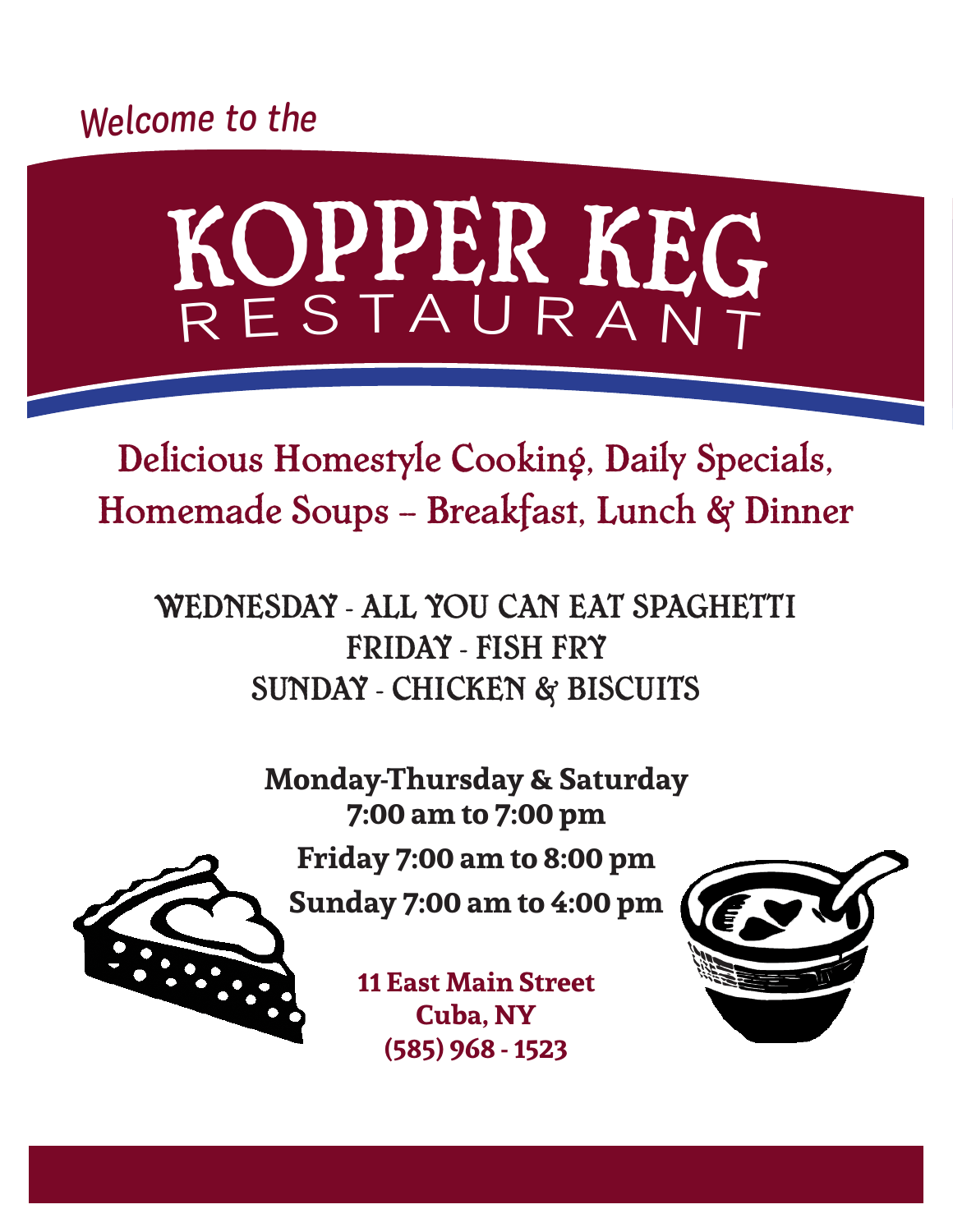*Welcome to the*

# KOPPER KEG
## RESTAURANT

Delicious Homestyle Cooking, Daily Specials,
Homemade Soups – Breakfast, Lunch & Dinner

WEDNESDAY - ALL YOU CAN EAT SPAGHETTI
FRIDAY - FISH FRY
SUNDAY - CHICKEN & BISCUITS

**Monday-Thursday & Saturday**
**7:00 am to 7:00 pm**

**Friday 7:00 am to 8:00 pm**

**Sunday 7:00 am to 4:00 pm**

**11 East Main Street**
**Cuba, NY**
**(585) 968 - 1523**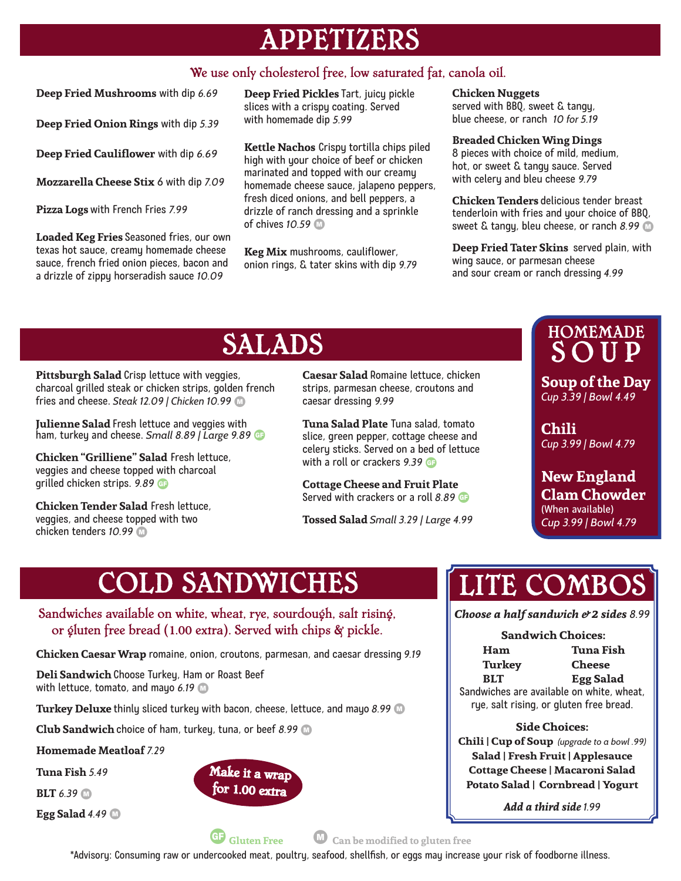# APPETIZERS

We use only cholesterol free, low saturated fat, canola oil.

**Deep Fried Mushrooms** with dip *6.69*

**Deep Fried Onion Rings** with dip *5.39*

**Deep Fried Cauliflower** with dip *6.69*

**Mozzarella Cheese Stix** 6 with dip *7.09*

**Pizza Logs** with French Fries *7.99*

**Loaded Keg Fries** Seasoned fries, our own texas hot sauce, creamy homemade cheese sauce, french fried onion pieces, bacon and a drizzle of zippy horseradish sauce *10.09*

**Deep Fried Pickles** Tart, juicy pickle slices with a crispy coating. Served with homemade dip *5.99*

**Kettle Nachos** Crispy tortilla chips piled high with your choice of beef or chicken marinated and topped with our creamy homemade cheese sauce, jalapeno peppers, fresh diced onions, and bell peppers, a drizzle of ranch dressing and a sprinkle of chives *10.59* M

**Keg Mix** mushrooms, cauliflower, onion rings, & tater skins with dip *9.79*

**Chicken Nuggets** served with BBQ, sweet & tangy, blue cheese, or ranch *10 for 5.19*

**Breaded Chicken Wing Dings** 8 pieces with choice of mild, medium, hot, or sweet & tangy sauce. Served with celery and bleu cheese *9.79*

**Chicken Tenders** delicious tender breast tenderloin with fries and your choice of BBQ, sweet & tangy, bleu cheese, or ranch *8.99* M

**Deep Fried Tater Skins** served plain, with wing sauce, or parmesan cheese and sour cream or ranch dressing *4.99*

# SALADS

**Pittsburgh Salad** Crisp lettuce with veggies, charcoal grilled steak or chicken strips, golden french fries and cheese. *Steak 12.09 | Chicken 10.99* M

**Julienne Salad** Fresh lettuce and veggies with ham, turkey and cheese. *Small 8.89 | Large 9.89* GF

**Chicken "Grilliene" Salad** Fresh lettuce, veggies and cheese topped with charcoal grilled chicken strips. *9.89* GF

**Chicken Tender Salad** Fresh lettuce, veggies, and cheese topped with two chicken tenders *10.99* M

**Caesar Salad** Romaine lettuce, chicken strips, parmesan cheese, croutons and caesar dressing *9.99*

**Tuna Salad Plate** Tuna salad, tomato slice, green pepper, cottage cheese and celery sticks. Served on a bed of lettuce with a roll or crackers *9.39* GF

**Cottage Cheese and Fruit Plate** Served with crackers or a roll *8.89* GF

**Tossed Salad** *Small 3.29 | Large 4.99*

# HOMEMADE SOUP

**Soup of the Day**
*Cup 3.39 | Bowl 4.49*

**Chili**
*Cup 3.99 | Bowl 4.79*

**New England Clam Chowder**
(When available)
*Cup 3.99 | Bowl 4.79*

# COLD SANDWICHES

Sandwiches available on white, wheat, rye, sourdough, salt rising, or gluten free bread (1.00 extra). Served with chips & pickle.

**Chicken Caesar Wrap** romaine, onion, croutons, parmesan, and caesar dressing *9.19*

**Deli Sandwich** Choose Turkey, Ham or Roast Beef with lettuce, tomato, and mayo *6.19* M

**Turkey Deluxe** thinly sliced turkey with bacon, cheese, lettuce, and mayo *8.99* M

**Club Sandwich** choice of ham, turkey, tuna, or beef *8.99* M

**Homemade Meatloaf** *7.29*

**Tuna Fish** *5.49*

**BLT** *6.39* M

**Egg Salad** *4.49* M

Make it a wrap for 1.00 extra

# LITE COMBOS

***Choose a half sandwich & 2 sides*** *8.99*

**Sandwich Choices:**

| | |
|---|---|
| **Ham** | **Tuna Fish** |
| **Turkey** | **Cheese** |
| **BLT** | **Egg Salad** |

Sandwiches are available on white, wheat, rye, salt rising, or gluten free bread.

**Side Choices:**

**Chili | Cup of Soup** *(upgrade to a bowl .99)*
**Salad | Fresh Fruit | Applesauce**
**Cottage Cheese | Macaroni Salad**
**Potato Salad | Cornbread | Yogurt**

***Add a third side*** *1.99*

GF Gluten Free   M Can be modified to gluten free

*Advisory: Consuming raw or undercooked meat, poultry, seafood, shellfish, or eggs may increase your risk of foodborne illness.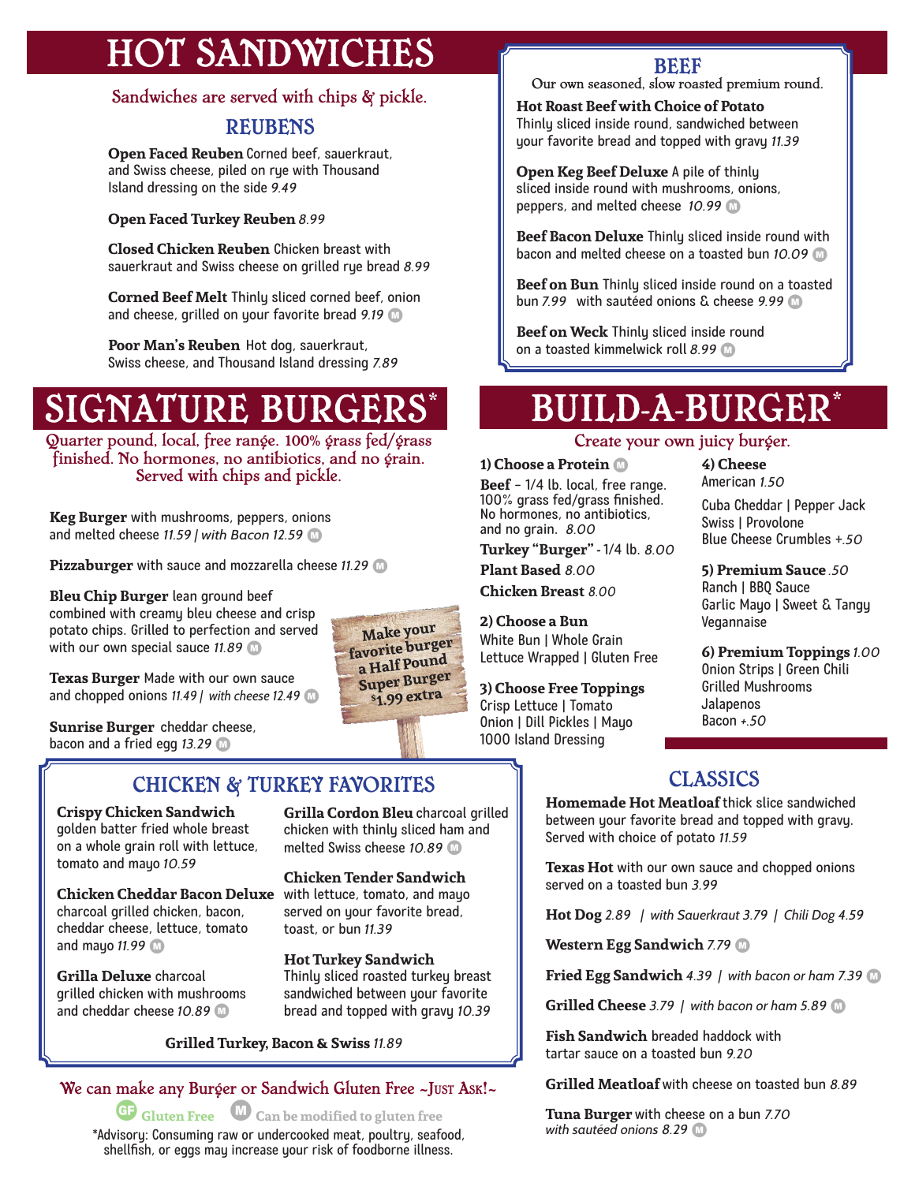# HOT SANDWICHES

Sandwiches are served with chips & pickle.

## REUBENS

**Open Faced Reuben** Corned beef, sauerkraut, and Swiss cheese, piled on rye with Thousand Island dressing on the side *9.49*

**Open Faced Turkey Reuben** *8.99*

**Closed Chicken Reuben** Chicken breast with sauerkraut and Swiss cheese on grilled rye bread *8.99*

**Corned Beef Melt** Thinly sliced corned beef, onion and cheese, grilled on your favorite bread *9.19* (M)

**Poor Man's Reuben** Hot dog, sauerkraut, Swiss cheese, and Thousand Island dressing *7.89*

## BEEF

Our own seasoned, slow roasted premium round.

**Hot Roast Beef with Choice of Potato** Thinly sliced inside round, sandwiched between your favorite bread and topped with gravy *11.39*

**Open Keg Beef Deluxe** A pile of thinly sliced inside round with mushrooms, onions, peppers, and melted cheese *10.99* (M)

**Beef Bacon Deluxe** Thinly sliced inside round with bacon and melted cheese on a toasted bun *10.09* (M)

**Beef on Bun** Thinly sliced inside round on a toasted bun *7.99* with sautéed onions & cheese *9.99* (M)

**Beef on Weck** Thinly sliced inside round on a toasted kimmelwick roll *8.99* (M)

# SIGNATURE BURGERS*

Quarter pound, local, free range. 100% grass fed/grass finished. No hormones, no antibiotics, and no grain. Served with chips and pickle.

**Keg Burger** with mushrooms, peppers, onions and melted cheese *11.59 | with Bacon 12.59* (M)

**Pizzaburger** with sauce and mozzarella cheese *11.29* (M)

**Bleu Chip Burger** lean ground beef combined with creamy bleu cheese and crisp potato chips. Grilled to perfection and served with our own special sauce *11.89* (M)

**Texas Burger** Made with our own sauce and chopped onions *11.49 | with cheese 12.49* (M)

**Sunrise Burger** cheddar cheese, bacon and a fried egg *13.29* (M)

Make your favorite burger a Half Pound Super Burger $1.99 extra

# BUILD-A-BURGER*

Create your own juicy burger.

**1) Choose a Protein** (M)

**Beef** - 1/4 lb. local, free range. 100% grass fed/grass finished. No hormones, no antibiotics, and no grain. *8.00*

**Turkey "Burger"** - 1/4 lb. *8.00*

**Plant Based** *8.00*

**Chicken Breast** *8.00*

**2) Choose a Bun**
White Bun | Whole Grain
Lettuce Wrapped | Gluten Free

**3) Choose Free Toppings**
Crisp Lettuce | Tomato
Onion | Dill Pickles | Mayo
1000 Island Dressing

**4) Cheese**
American *1.50*
Cuba Cheddar | Pepper Jack
Swiss | Provolone
Blue Cheese Crumbles *+.50*

**5) Premium Sauce** *.50*
Ranch | BBQ Sauce
Garlic Mayo | Sweet & Tangy
Vegannaise

**6) Premium Toppings** *1.00*
Onion Strips | Green Chili
Grilled Mushrooms
Jalapenos
Bacon *+.50*

## CHICKEN & TURKEY FAVORITES

**Crispy Chicken Sandwich** golden batter fried whole breast on a whole grain roll with lettuce, tomato and mayo *10.59*

**Chicken Cheddar Bacon Deluxe** charcoal grilled chicken, bacon, cheddar cheese, lettuce, tomato and mayo *11.99* (M)

**Grilla Deluxe** charcoal grilled chicken with mushrooms and cheddar cheese *10.89* (M)

**Grilla Cordon Bleu** charcoal grilled chicken with thinly sliced ham and melted Swiss cheese *10.89* (M)

**Chicken Tender Sandwich** with lettuce, tomato, and mayo served on your favorite bread, toast, or bun *11.39*

**Hot Turkey Sandwich** Thinly sliced roasted turkey breast sandwiched between your favorite bread and topped with gravy *10.39*

**Grilled Turkey, Bacon & Swiss** *11.89*

## CLASSICS

**Homemade Hot Meatloaf** thick slice sandwiched between your favorite bread and topped with gravy. Served with choice of potato *11.59*

**Texas Hot** with our own sauce and chopped onions served on a toasted bun *3.99*

**Hot Dog** *2.89 | with Sauerkraut 3.79 | Chili Dog 4.59*

**Western Egg Sandwich** *7.79* (M)

**Fried Egg Sandwich** *4.39 | with bacon or ham 7.39* (M)

**Grilled Cheese** *3.79 | with bacon or ham 5.89* (M)

**Fish Sandwich** breaded haddock with tartar sauce on a toasted bun *9.20*

**Grilled Meatloaf** with cheese on toasted bun *8.89*

**Tuna Burger** with cheese on a bun *7.70*
*with sautéed onions 8.29* (M)

We can make any Burger or Sandwich Gluten Free ~Just Ask!~

(GF) Gluten Free (M) Can be modified to gluten free

*Advisory: Consuming raw or undercooked meat, poultry, seafood, shellfish, or eggs may increase your risk of foodborne illness.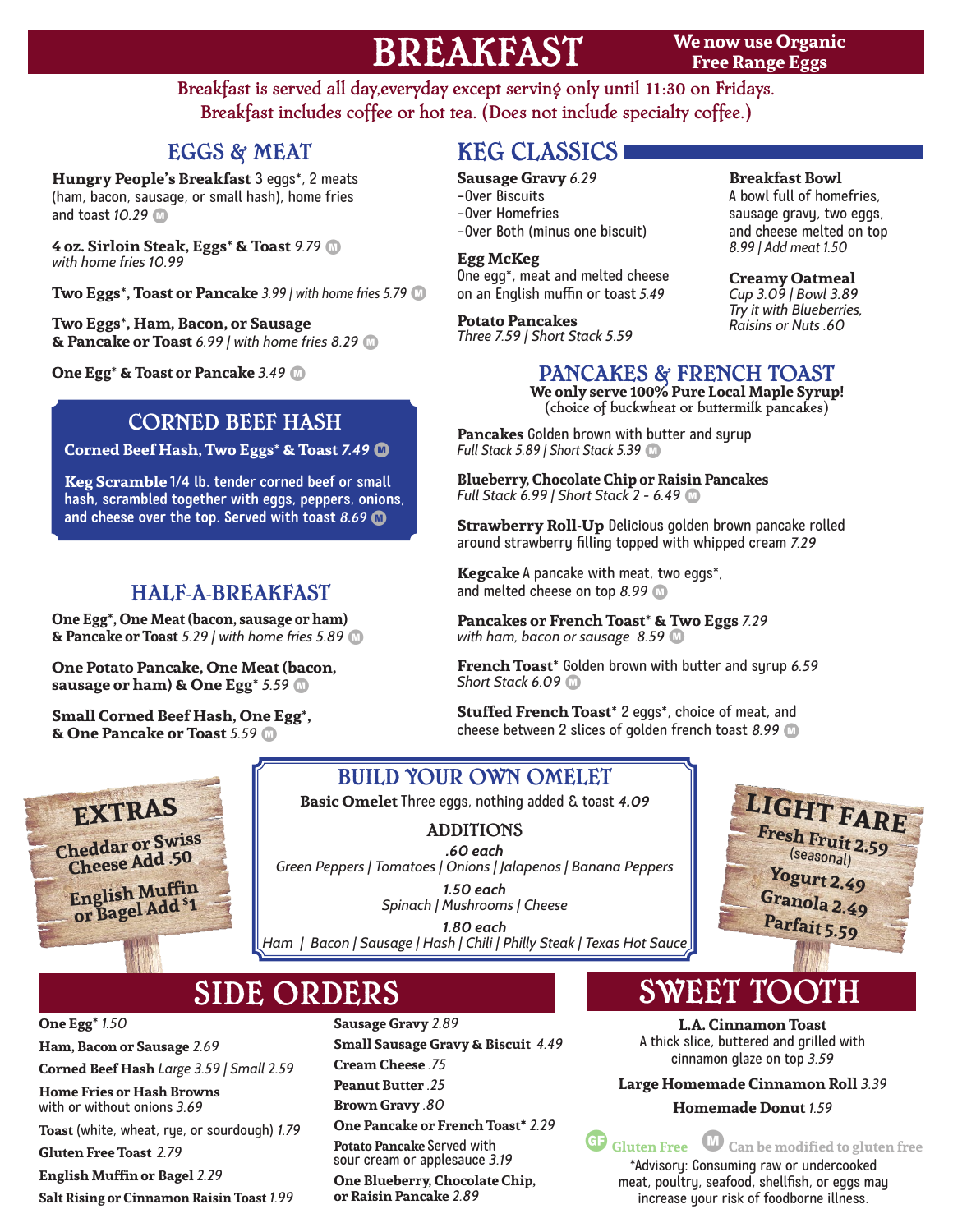# BREAKFAST

**We now use Organic Free Range Eggs**

Breakfast is served all day,everyday except serving only until 11:30 on Fridays.
Breakfast includes coffee or hot tea. (Does not include specialty coffee.)

## EGGS & MEAT

**Hungry People's Breakfast** 3 eggs*, 2 meats (ham, bacon, sausage, or small hash), home fries and toast *10.29* Ⓜ

**4 oz. Sirloin Steak, Eggs* & Toast** *9.79* Ⓜ
*with home fries 10.99*

**Two Eggs*, Toast or Pancake** *3.99 | with home fries 5.79* Ⓜ

**Two Eggs*, Ham, Bacon, or Sausage & Pancake or Toast** *6.99 | with home fries 8.29* Ⓜ

**One Egg* & Toast or Pancake** *3.49* Ⓜ

## CORNED BEEF HASH

**Corned Beef Hash, Two Eggs* & Toast** *7.49* Ⓜ

**Keg Scramble** 1/4 lb. tender corned beef or small hash, scrambled together with eggs, peppers, onions, and cheese over the top. Served with toast *8.69* Ⓜ

## HALF-A-BREAKFAST

**One Egg*, One Meat (bacon, sausage or ham) & Pancake or Toast** *5.29 | with home fries 5.89* Ⓜ

**One Potato Pancake, One Meat (bacon, sausage or ham) & One Egg*** *5.59* Ⓜ

**Small Corned Beef Hash, One Egg*, & One Pancake or Toast** *5.59* Ⓜ

## KEG CLASSICS

**Sausage Gravy** *6.29*
- Over Biscuits
- Over Homefries
- Over Both (minus one biscuit)

**Egg McKeg**
One egg*, meat and melted cheese on an English muffin or toast *5.49*

**Potato Pancakes**
*Three 7.59 | Short Stack 5.59*

**Breakfast Bowl**
A bowl full of homefries, sausage gravy, two eggs, and cheese melted on top
*8.99 | Add meat 1.50*

**Creamy Oatmeal**
*Cup 3.09 | Bowl 3.89*
*Try it with Blueberries, Raisins or Nuts .60*

## PANCAKES & FRENCH TOAST

**We only serve 100% Pure Local Maple Syrup!**
(choice of buckwheat or buttermilk pancakes)

**Pancakes** Golden brown with butter and syrup
*Full Stack 5.89 | Short Stack 5.39* Ⓜ

**Blueberry, Chocolate Chip or Raisin Pancakes**
*Full Stack 6.99 | Short Stack 2 - 6.49* Ⓜ

**Strawberry Roll-Up** Delicious golden brown pancake rolled around strawberry filling topped with whipped cream *7.29*

**Kegcake** A pancake with meat, two eggs*, and melted cheese on top *8.99* Ⓜ

**Pancakes or French Toast* & Two Eggs** *7.29*
*with ham, bacon or sausage 8.59* Ⓜ

**French Toast*** Golden brown with butter and syrup *6.59*
*Short Stack 6.09* Ⓜ

**Stuffed French Toast*** 2 eggs*, choice of meat, and cheese between 2 slices of golden french toast *8.99* Ⓜ

## EXTRAS

Cheddar or Swiss Cheese Add .50

English Muffin or Bagel Add $1

## BUILD YOUR OWN OMELET

**Basic Omelet** Three eggs, nothing added & toast ***4.09***

### ADDITIONS

***.60 each***
*Green Peppers | Tomatoes | Onions | Jalapenos | Banana Peppers*

***1.50 each***
*Spinach | Mushrooms | Cheese*

***1.80 each***
*Ham | Bacon | Sausage | Hash | Chili | Philly Steak | Texas Hot Sauce*

## LIGHT FARE

Fresh Fruit 2.59 (seasonal)

Yogurt 2.49

Granola 2.49

Parfait 5.59

## SIDE ORDERS

**One Egg*** *1.50*

**Ham, Bacon or Sausage** *2.69*

**Corned Beef Hash** *Large 3.59 | Small 2.59*

**Home Fries or Hash Browns** with or without onions *3.69*

**Toast** (white, wheat, rye, or sourdough) *1.79*

**Gluten Free Toast** *2.79*

**English Muffin or Bagel** *2.29*

**Salt Rising or Cinnamon Raisin Toast** *1.99*

**Sausage Gravy** *2.89*

**Small Sausage Gravy & Biscuit** *4.49*

**Cream Cheese** *.75*

**Peanut Butter** *.25*

**Brown Gravy** *.80*

**One Pancake or French Toast*** *2.29*

**Potato Pancake** Served with sour cream or applesauce *3.19*

**One Blueberry, Chocolate Chip, or Raisin Pancake** *2.89*

## SWEET TOOTH

**L.A. Cinnamon Toast**
A thick slice, buttered and grilled with cinnamon glaze on top *3.59*

**Large Homemade Cinnamon Roll** *3.39*

**Homemade Donut** *1.59*

GF Gluten Free   Ⓜ Can be modified to gluten free

*Advisory: Consuming raw or undercooked meat, poultry, seafood, shellfish, or eggs may increase your risk of foodborne illness.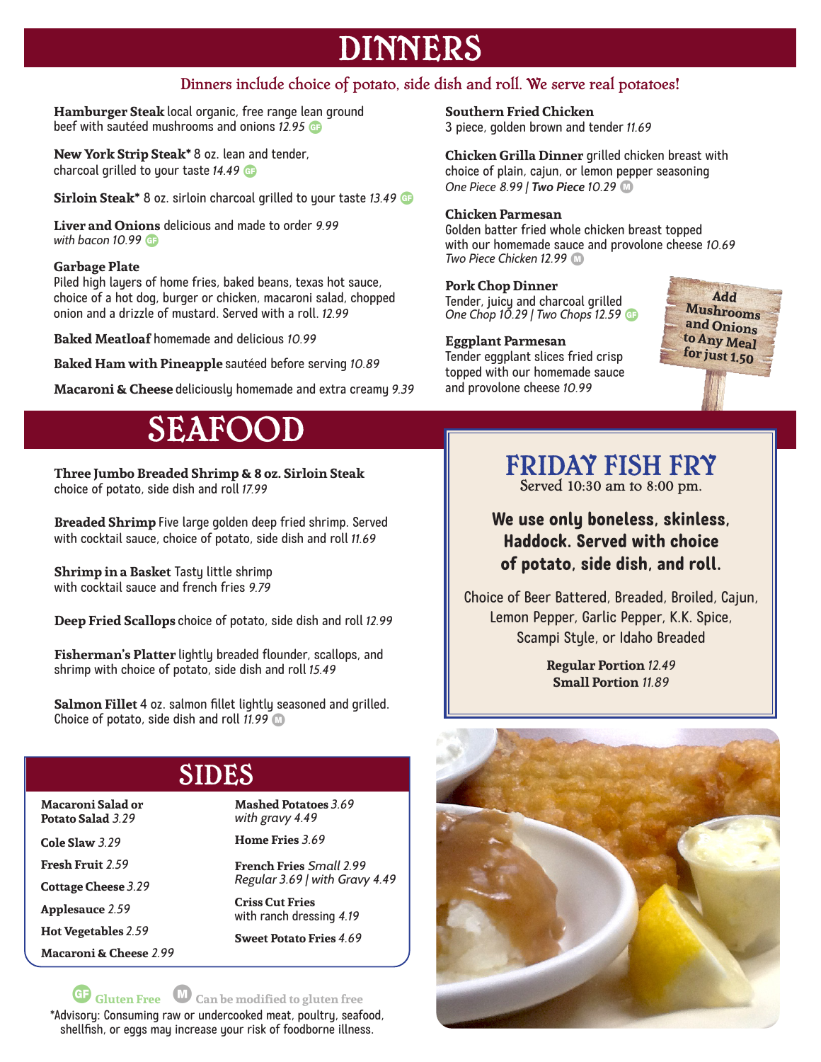# DINNERS

Dinners include choice of potato, side dish and roll. We serve real potatoes!

**Hamburger Steak** local organic, free range lean ground beef with sautéed mushrooms and onions *12.95* (GF)

**New York Strip Steak*** 8 oz. lean and tender, charcoal grilled to your taste *14.49* (GF)

**Sirloin Steak*** 8 oz. sirloin charcoal grilled to your taste *13.49* (GF)

**Liver and Onions** delicious and made to order *9.99*
*with bacon 10.99* (GF)

**Garbage Plate**
Piled high layers of home fries, baked beans, texas hot sauce, choice of a hot dog, burger or chicken, macaroni salad, chopped onion and a drizzle of mustard. Served with a roll. *12.99*

**Baked Meatloaf** homemade and delicious *10.99*

**Baked Ham with Pineapple** sautéed before serving *10.89*

**Macaroni & Cheese** deliciously homemade and extra creamy *9.39*

**Southern Fried Chicken**
3 piece, golden brown and tender *11.69*

**Chicken Grilla Dinner** grilled chicken breast with choice of plain, cajun, or lemon pepper seasoning
*One Piece 8.99 | **Two Piece** 10.29* (M)

**Chicken Parmesan**
Golden batter fried whole chicken breast topped with our homemade sauce and provolone cheese *10.69*
*Two Piece Chicken 12.99* (M)

**Pork Chop Dinner**
Tender, juicy and charcoal grilled
*One Chop 10.29 | Two Chops 12.59* (GF)

**Eggplant Parmesan**
Tender eggplant slices fried crisp topped with our homemade sauce and provolone cheese *10.99*

**Add Mushrooms and Onions to Any Meal for just 1.50**

# SEAFOOD

**Three Jumbo Breaded Shrimp & 8 oz. Sirloin Steak**
choice of potato, side dish and roll *17.99*

**Breaded Shrimp** Five large golden deep fried shrimp. Served with cocktail sauce, choice of potato, side dish and roll *11.69*

**Shrimp in a Basket** Tasty little shrimp with cocktail sauce and french fries *9.79*

**Deep Fried Scallops** choice of potato, side dish and roll *12.99*

**Fisherman's Platter** lightly breaded flounder, scallops, and shrimp with choice of potato, side dish and roll *15.49*

**Salmon Fillet** 4 oz. salmon fillet lightly seasoned and grilled. Choice of potato, side dish and roll *11.99* (M)

## FRIDAY FISH FRY

Served 10:30 am to 8:00 pm.

**We use only boneless, skinless, Haddock. Served with choice of potato, side dish, and roll.**

Choice of Beer Battered, Breaded, Broiled, Cajun, Lemon Pepper, Garlic Pepper, K.K. Spice, Scampi Style, or Idaho Breaded

**Regular Portion** *12.49*
**Small Portion** *11.89*

# SIDES

**Macaroni Salad or Potato Salad** *3.29*

**Cole Slaw** *3.29*

**Fresh Fruit** *2.59*

**Cottage Cheese** *3.29*

**Applesauce** *2.59*

**Hot Vegetables** *2.59*

**Macaroni & Cheese** *2.99*

**Mashed Potatoes** *3.69*
*with gravy 4.49*

**Home Fries** *3.69*

**French Fries** *Small 2.99*
*Regular 3.69 | with Gravy 4.49*

**Criss Cut Fries**
with ranch dressing *4.19*

**Sweet Potato Fries** *4.69*

(GF) Gluten Free (M) Can be modified to gluten free

*Advisory: Consuming raw or undercooked meat, poultry, seafood, shellfish, or eggs may increase your risk of foodborne illness.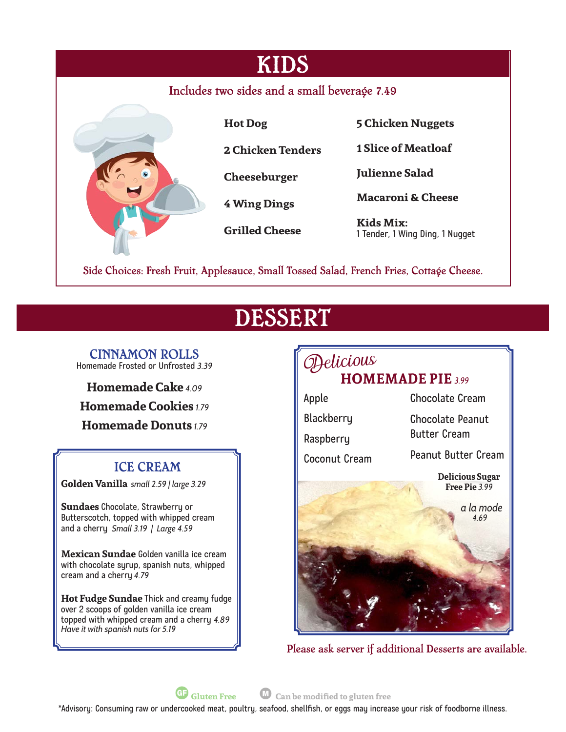# KIDS

Includes two sides and a small beverage 7.49

**Hot Dog**

**2 Chicken Tenders**

**Cheeseburger**

**4 Wing Dings**

**Grilled Cheese**

**5 Chicken Nuggets**

**1 Slice of Meatloaf**

**Julienne Salad**

**Macaroni & Cheese**

**Kids Mix:**
1 Tender, 1 Wing Ding, 1 Nugget

Side Choices: Fresh Fruit, Applesauce, Small Tossed Salad, French Fries, Cottage Cheese.

# DESSERT

## CINNAMON ROLLS

Homemade Frosted or Unfrosted *3.39*

**Homemade Cake** *4.09*

**Homemade Cookies** *1.79*

**Homemade Donuts** *1.79*

## ICE CREAM

**Golden Vanilla** *small 2.59 | large 3.29*

**Sundaes** Chocolate, Strawberry or Butterscotch, topped with whipped cream and a cherry *Small 3.19 | Large 4.59*

**Mexican Sundae** Golden vanilla ice cream with chocolate syrup, spanish nuts, whipped cream and a cherry *4.79*

**Hot Fudge Sundae** Thick and creamy fudge over 2 scoops of golden vanilla ice cream topped with whipped cream and a cherry *4.89*
*Have it with spanish nuts for 5.19*

## *Delicious* HOMEMADE PIE *3.99*

- Apple
- Blackberry
- Raspberry
- Coconut Cream
- Chocolate Cream
- Chocolate Peanut Butter Cream
- Peanut Butter Cream

**Delicious Sugar Free Pie** *3.99*

*a la mode*
*4.69*

Please ask server if additional Desserts are available.

GF Gluten Free    M Can be modified to gluten free

*Advisory: Consuming raw or undercooked meat, poultry, seafood, shellfish, or eggs may increase your risk of foodborne illness.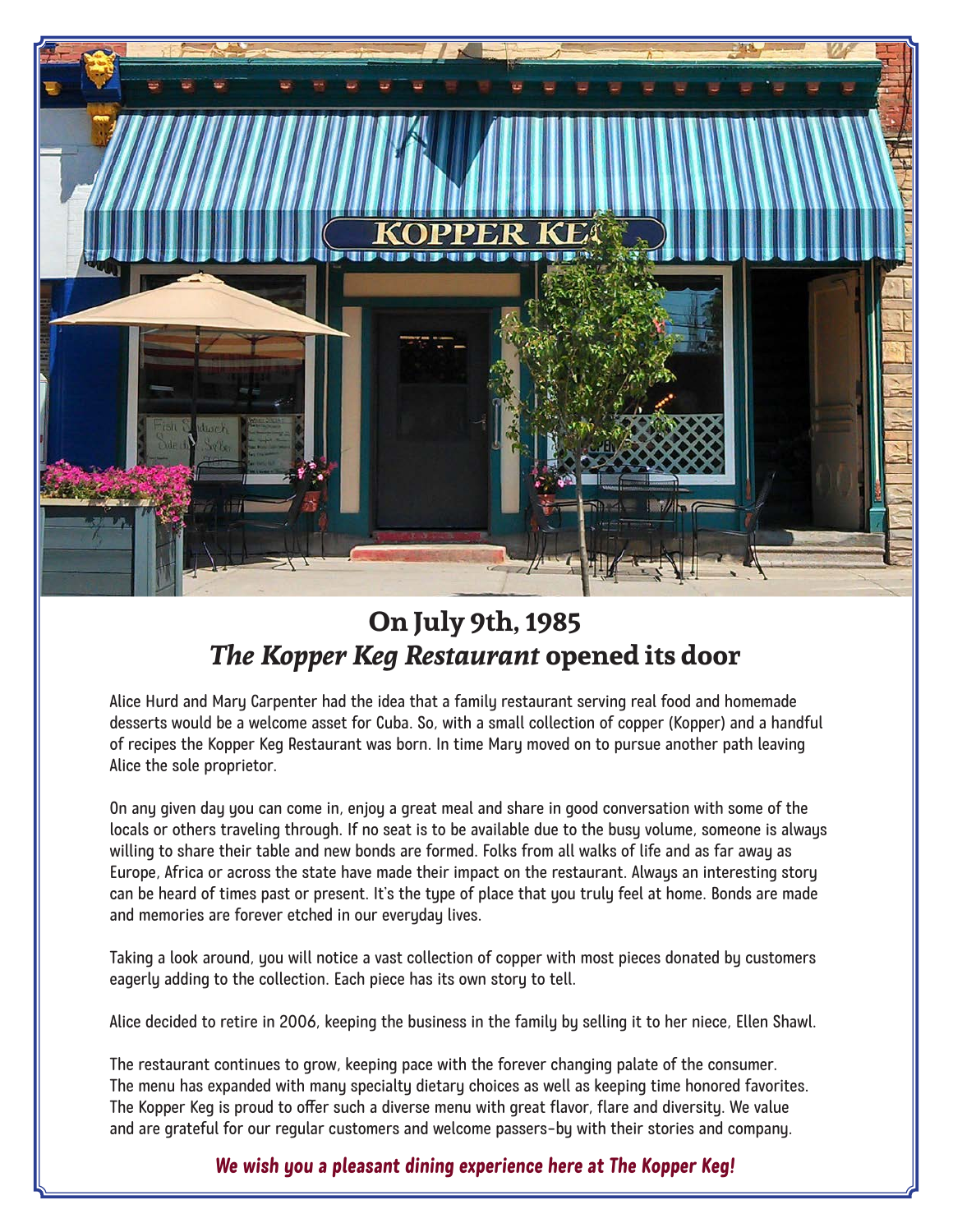## On July 9th, 1985
## *The Kopper Keg Restaurant* opened its door

Alice Hurd and Mary Carpenter had the idea that a family restaurant serving real food and homemade desserts would be a welcome asset for Cuba. So, with a small collection of copper (Kopper) and a handful of recipes the Kopper Keg Restaurant was born. In time Mary moved on to pursue another path leaving Alice the sole proprietor.

On any given day you can come in, enjoy a great meal and share in good conversation with some of the locals or others traveling through. If no seat is to be available due to the busy volume, someone is always willing to share their table and new bonds are formed. Folks from all walks of life and as far away as Europe, Africa or across the state have made their impact on the restaurant. Always an interesting story can be heard of times past or present. It's the type of place that you truly feel at home. Bonds are made and memories are forever etched in our everyday lives.

Taking a look around, you will notice a vast collection of copper with most pieces donated by customers eagerly adding to the collection. Each piece has its own story to tell.

Alice decided to retire in 2006, keeping the business in the family by selling it to her niece, Ellen Shawl.

The restaurant continues to grow, keeping pace with the forever changing palate of the consumer. The menu has expanded with many specialty dietary choices as well as keeping time honored favorites. The Kopper Keg is proud to offer such a diverse menu with great flavor, flare and diversity. We value and are grateful for our regular customers and welcome passers-by with their stories and company.

***We wish you a pleasant dining experience here at The Kopper Keg!***